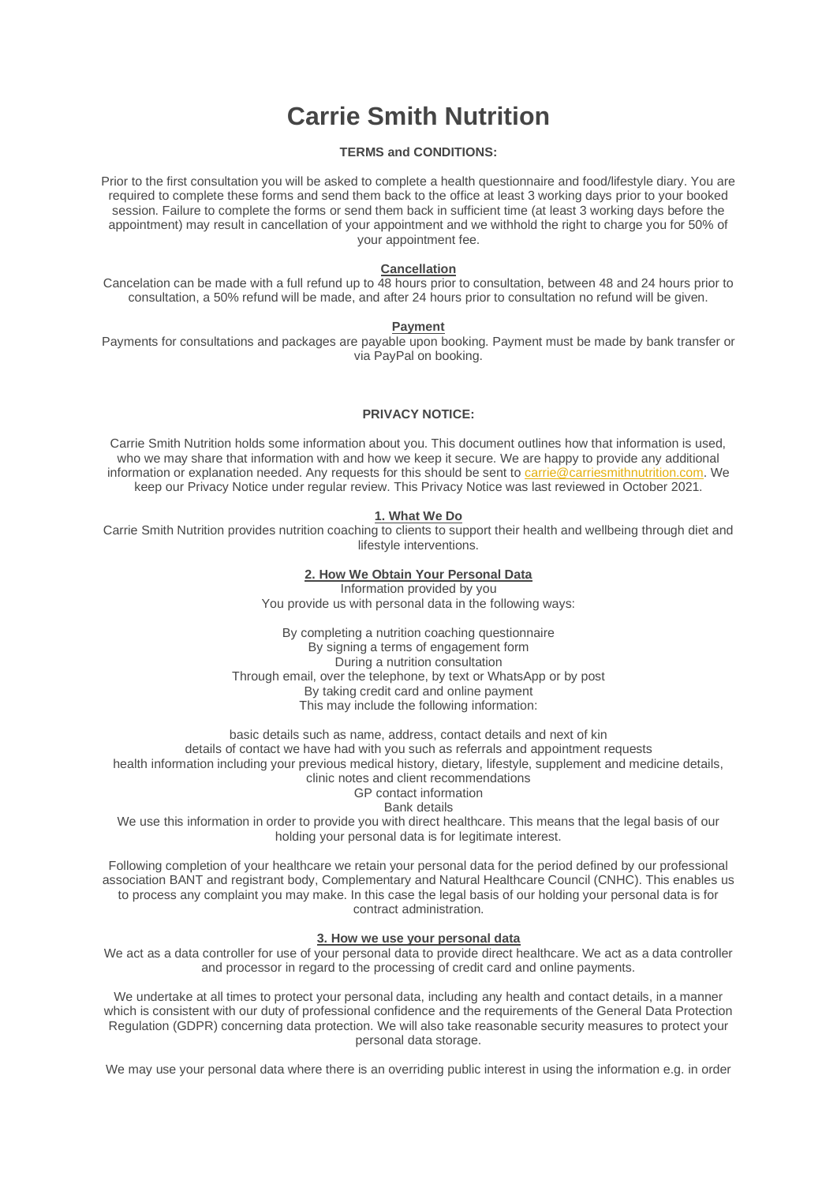# Carrie Smith Nutrition

**TERMS and CONDITIONS:**

Prior to the first consultation you will be asked to complete a health questionnaire and food/lifestyle diary. You are required to complete these forms and send them back to the office at least 3 working days prior to your booked session. Failure to complete the forms or send them back in sufficient time (at least 3 working days before the appointment) may result in cancellation of your appointment and we withhold the right to charge you for 50% of your appointment fee.

**Cancellation**

Cancelation can be made with a full refund up to 48 hours prior to consultation, between 48 and 24 hours prior to consultation, a 50% refund will be made, and after 24 hours prior to consultation no refund will be given.

**Payment**

Payments for consultations and packages are payable upon booking. Payment must be made by bank transfer or via PayPal on booking.

**PRIVACY NOTICE:**

Carrie Smith Nutrition holds some information about you. This document outlines how that information is used, who we may share that information with and how we keep it secure. We are happy to provide any additional information or explanation needed. Any requests for this should be sent to carrie@carriesmithnutrition.com. We keep our Privacy Notice under regular review. This Privacy Notice was last reviewed in October 2021.

**1. What We Do**

Carrie Smith Nutrition provides nutrition coaching to clients to support their health and wellbeing through diet and lifestyle interventions.

**2. How We Obtain Your Personal Data**

Information provided by you
You provide us with personal data in the following ways:

By completing a nutrition coaching questionnaire
By signing a terms of engagement form
During a nutrition consultation
Through email, over the telephone, by text or WhatsApp or by post
By taking credit card and online payment
This may include the following information:

basic details such as name, address, contact details and next of kin
details of contact we have had with you such as referrals and appointment requests
health information including your previous medical history, dietary, lifestyle, supplement and medicine details, clinic notes and client recommendations
GP contact information
Bank details
We use this information in order to provide you with direct healthcare. This means that the legal basis of our holding your personal data is for legitimate interest.

Following completion of your healthcare we retain your personal data for the period defined by our professional association BANT and registrant body, Complementary and Natural Healthcare Council (CNHC). This enables us to process any complaint you may make. In this case the legal basis of our holding your personal data is for contract administration.

**3. How we use your personal data**

We act as a data controller for use of your personal data to provide direct healthcare. We act as a data controller and processor in regard to the processing of credit card and online payments.

We undertake at all times to protect your personal data, including any health and contact details, in a manner which is consistent with our duty of professional confidence and the requirements of the General Data Protection Regulation (GDPR) concerning data protection. We will also take reasonable security measures to protect your personal data storage.

We may use your personal data where there is an overriding public interest in using the information e.g. in order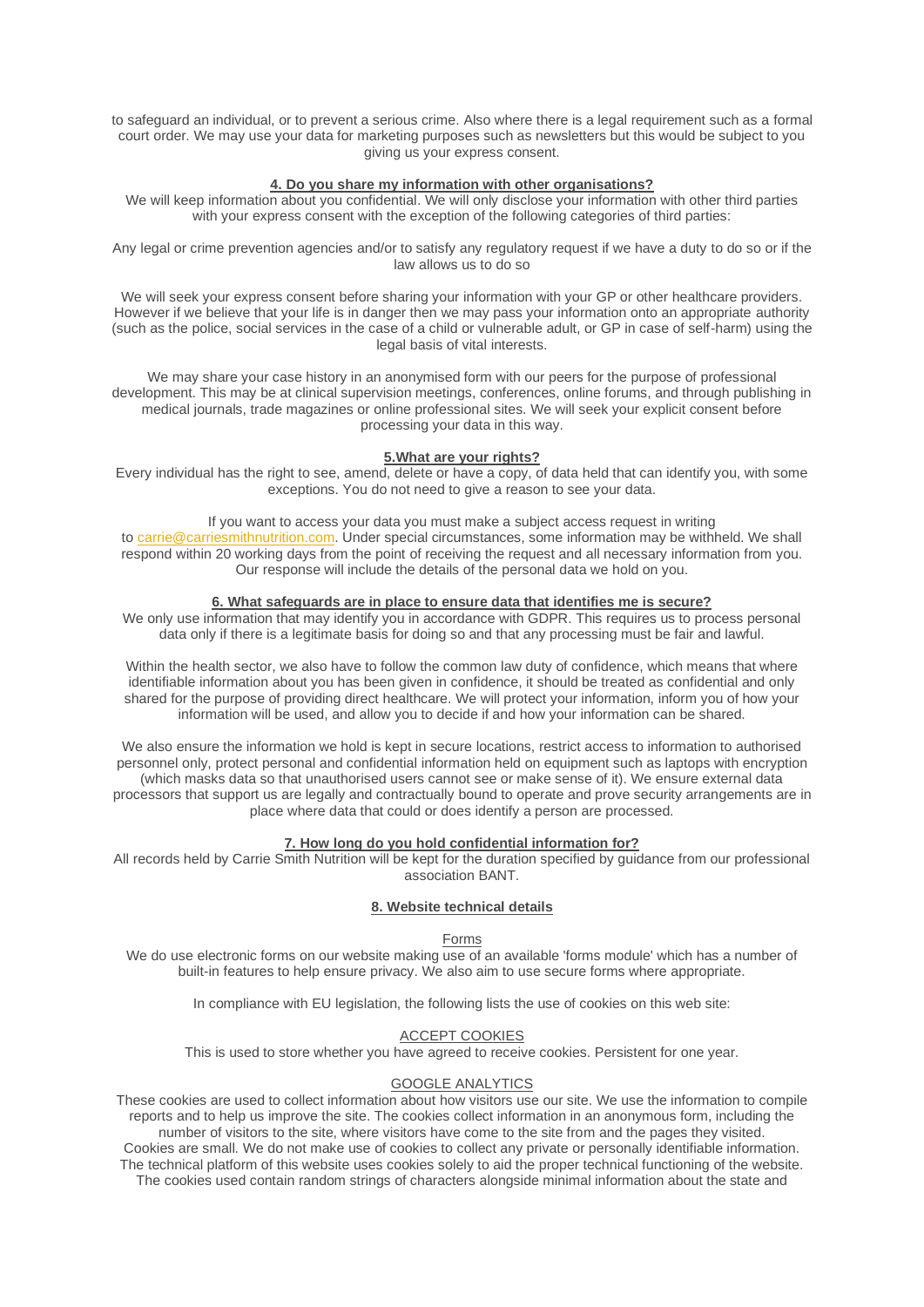to safeguard an individual, or to prevent a serious crime. Also where there is a legal requirement such as a formal court order. We may use your data for marketing purposes such as newsletters but this would be subject to you giving us your express consent.

## 4. Do you share my information with other organisations?

We will keep information about you confidential. We will only disclose your information with other third parties with your express consent with the exception of the following categories of third parties:

Any legal or crime prevention agencies and/or to satisfy any regulatory request if we have a duty to do so or if the law allows us to do so

We will seek your express consent before sharing your information with your GP or other healthcare providers. However if we believe that your life is in danger then we may pass your information onto an appropriate authority (such as the police, social services in the case of a child or vulnerable adult, or GP in case of self-harm) using the legal basis of vital interests.

We may share your case history in an anonymised form with our peers for the purpose of professional development. This may be at clinical supervision meetings, conferences, online forums, and through publishing in medical journals, trade magazines or online professional sites. We will seek your explicit consent before processing your data in this way.

## 5.What are your rights?

Every individual has the right to see, amend, delete or have a copy, of data held that can identify you, with some exceptions. You do not need to give a reason to see your data.

If you want to access your data you must make a subject access request in writing to carrie@carriesmithnutrition.com. Under special circumstances, some information may be withheld. We shall respond within 20 working days from the point of receiving the request and all necessary information from you. Our response will include the details of the personal data we hold on you.

## 6. What safeguards are in place to ensure data that identifies me is secure?

We only use information that may identify you in accordance with GDPR. This requires us to process personal data only if there is a legitimate basis for doing so and that any processing must be fair and lawful.

Within the health sector, we also have to follow the common law duty of confidence, which means that where identifiable information about you has been given in confidence, it should be treated as confidential and only shared for the purpose of providing direct healthcare. We will protect your information, inform you of how your information will be used, and allow you to decide if and how your information can be shared.

We also ensure the information we hold is kept in secure locations, restrict access to information to authorised personnel only, protect personal and confidential information held on equipment such as laptops with encryption (which masks data so that unauthorised users cannot see or make sense of it). We ensure external data processors that support us are legally and contractually bound to operate and prove security arrangements are in place where data that could or does identify a person are processed.

## 7. How long do you hold confidential information for?

All records held by Carrie Smith Nutrition will be kept for the duration specified by guidance from our professional association BANT.

## 8. Website technical details

### Forms

We do use electronic forms on our website making use of an available 'forms module' which has a number of built-in features to help ensure privacy. We also aim to use secure forms where appropriate.

In compliance with EU legislation, the following lists the use of cookies on this web site:

### ACCEPT COOKIES

This is used to store whether you have agreed to receive cookies. Persistent for one year.

### GOOGLE ANALYTICS

These cookies are used to collect information about how visitors use our site. We use the information to compile reports and to help us improve the site. The cookies collect information in an anonymous form, including the number of visitors to the site, where visitors have come to the site from and the pages they visited.
Cookies are small. We do not make use of cookies to collect any private or personally identifiable information.
The technical platform of this website uses cookies solely to aid the proper technical functioning of the website.
The cookies used contain random strings of characters alongside minimal information about the state and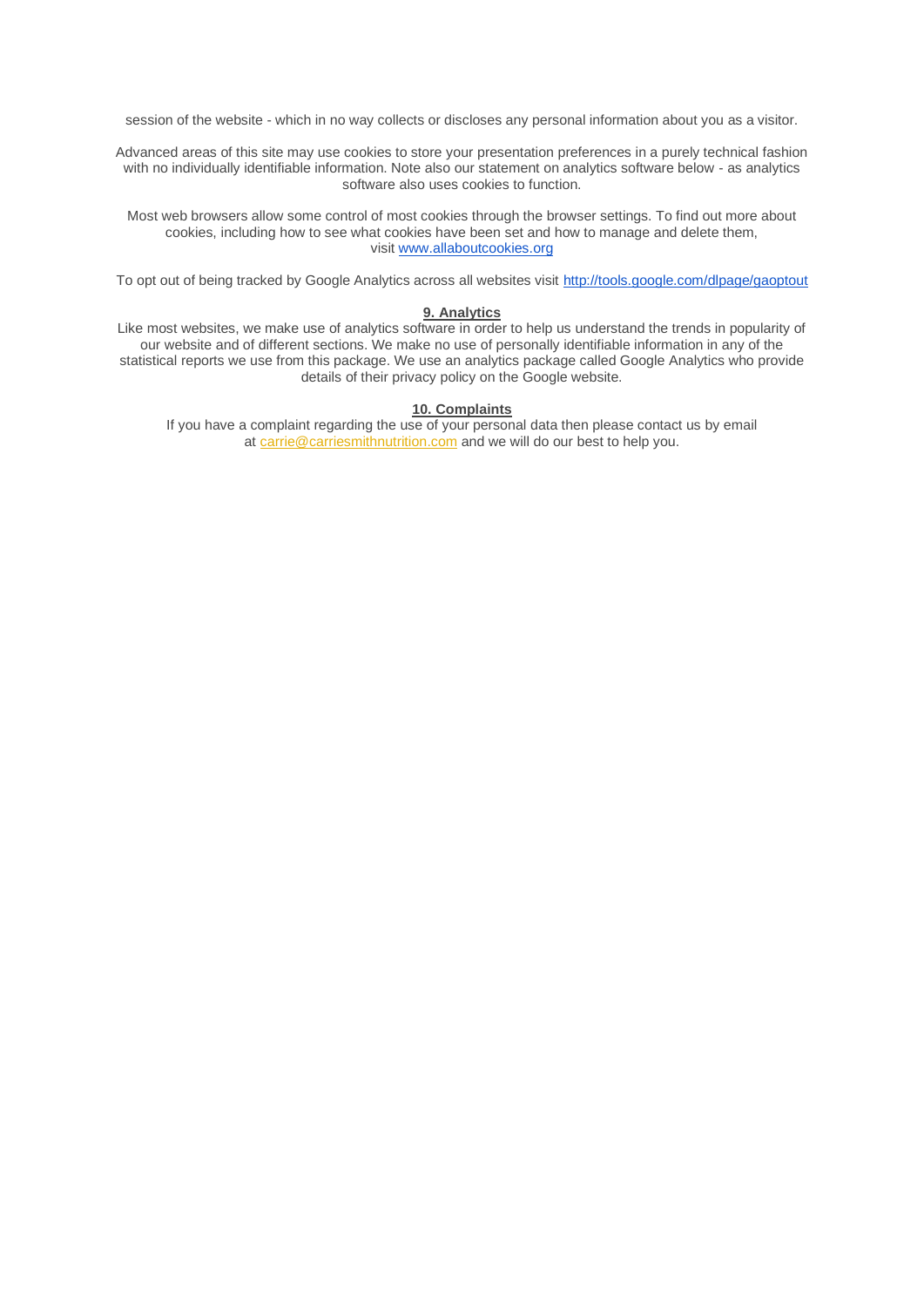session of the website - which in no way collects or discloses any personal information about you as a visitor.

Advanced areas of this site may use cookies to store your presentation preferences in a purely technical fashion with no individually identifiable information. Note also our statement on analytics software below - as analytics software also uses cookies to function.

Most web browsers allow some control of most cookies through the browser settings. To find out more about cookies, including how to see what cookies have been set and how to manage and delete them, visit www.allaboutcookies.org

To opt out of being tracked by Google Analytics across all websites visit http://tools.google.com/dlpage/gaoptout

## 9. Analytics

Like most websites, we make use of analytics software in order to help us understand the trends in popularity of our website and of different sections. We make no use of personally identifiable information in any of the statistical reports we use from this package. We use an analytics package called Google Analytics who provide details of their privacy policy on the Google website.

## 10. Complaints

If you have a complaint regarding the use of your personal data then please contact us by email at carrie@carriesmithnutrition.com and we will do our best to help you.